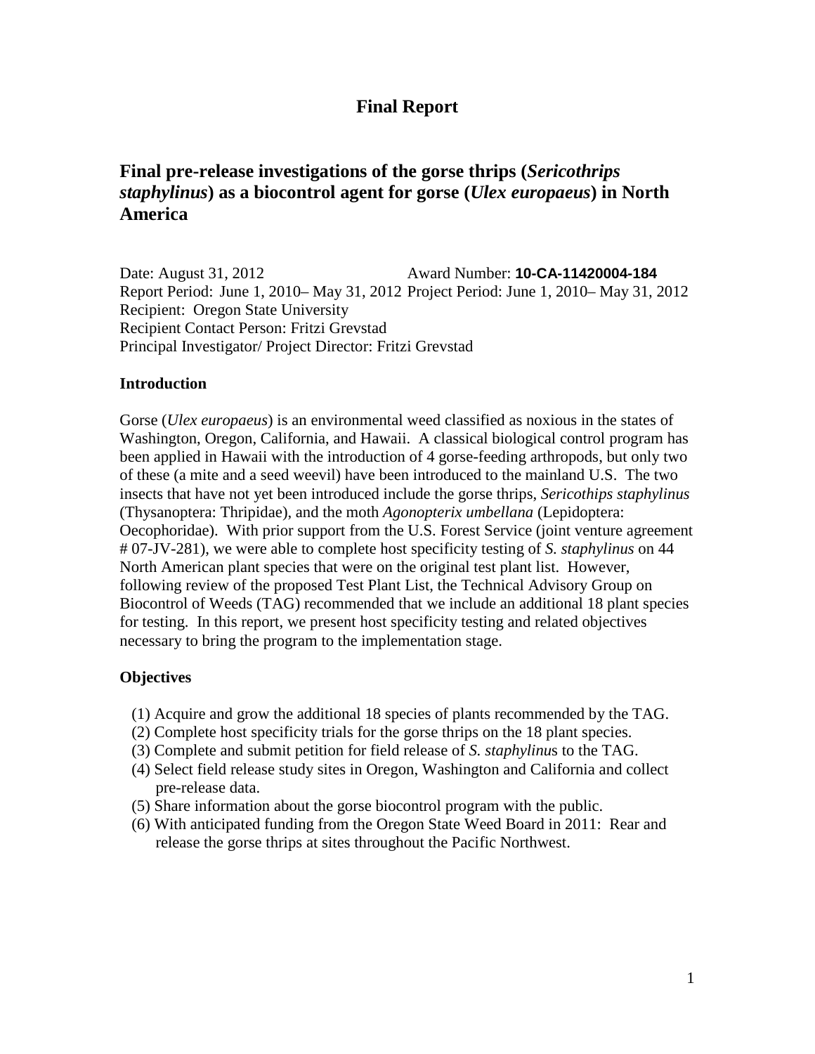# Final Report

## Final pre-release investigations of the gorse thrips (*Sericothrips staphylinus*) as a biocontrol agent for gorse (*Ulex europaeus*) in North America

Date: August 31, 2012 Award Number: **10-CA-11420004-184**
Report Period: June 1, 2010– May 31, 2012 Project Period: June 1, 2010– May 31, 2012
Recipient: Oregon State University
Recipient Contact Person: Fritzi Grevstad
Principal Investigator/ Project Director: Fritzi Grevstad

### Introduction

Gorse (*Ulex europaeus*) is an environmental weed classified as noxious in the states of Washington, Oregon, California, and Hawaii. A classical biological control program has been applied in Hawaii with the introduction of 4 gorse-feeding arthropods, but only two of these (a mite and a seed weevil) have been introduced to the mainland U.S. The two insects that have not yet been introduced include the gorse thrips, *Sericothips staphylinus* (Thysanoptera: Thripidae), and the moth *Agonopterix umbellana* (Lepidoptera: Oecophoridae). With prior support from the U.S. Forest Service (joint venture agreement # 07-JV-281), we were able to complete host specificity testing of *S. staphylinus* on 44 North American plant species that were on the original test plant list. However, following review of the proposed Test Plant List, the Technical Advisory Group on Biocontrol of Weeds (TAG) recommended that we include an additional 18 plant species for testing. In this report, we present host specificity testing and related objectives necessary to bring the program to the implementation stage.

### Objectives

(1) Acquire and grow the additional 18 species of plants recommended by the TAG.
(2) Complete host specificity trials for the gorse thrips on the 18 plant species.
(3) Complete and submit petition for field release of *S. staphylinu*s to the TAG.
(4) Select field release study sites in Oregon, Washington and California and collect pre-release data.
(5) Share information about the gorse biocontrol program with the public.
(6) With anticipated funding from the Oregon State Weed Board in 2011: Rear and release the gorse thrips at sites throughout the Pacific Northwest.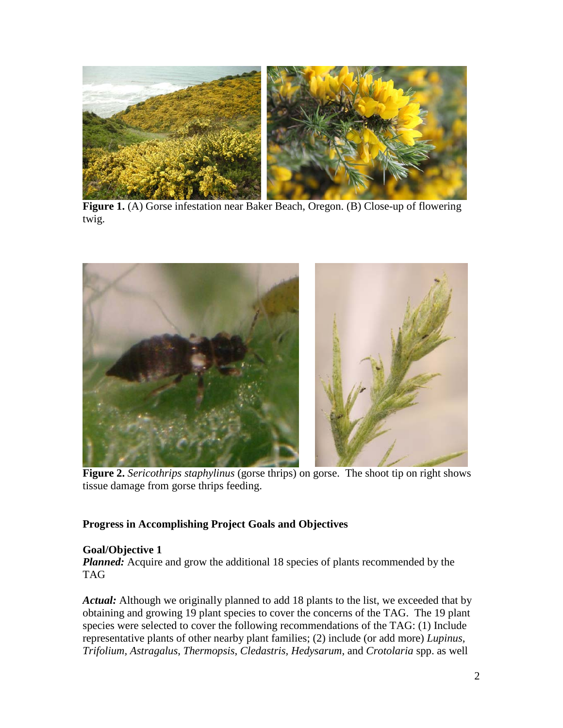**Figure 1.** (A) Gorse infestation near Baker Beach, Oregon. (B) Close-up of flowering twig.

**Figure 2.** *Sericothrips staphylinus* (gorse thrips) on gorse. The shoot tip on right shows tissue damage from gorse thrips feeding.

## Progress in Accomplishing Project Goals and Objectives

### Goal/Objective 1

***Planned:*** Acquire and grow the additional 18 species of plants recommended by the TAG

***Actual:*** Although we originally planned to add 18 plants to the list, we exceeded that by obtaining and growing 19 plant species to cover the concerns of the TAG. The 19 plant species were selected to cover the following recommendations of the TAG: (1) Include representative plants of other nearby plant families; (2) include (or add more) *Lupinus*, *Trifolium*, *Astragalus*, *Thermopsis*, *Cledastris*, *Hedysarum*, and *Crotolaria* spp. as well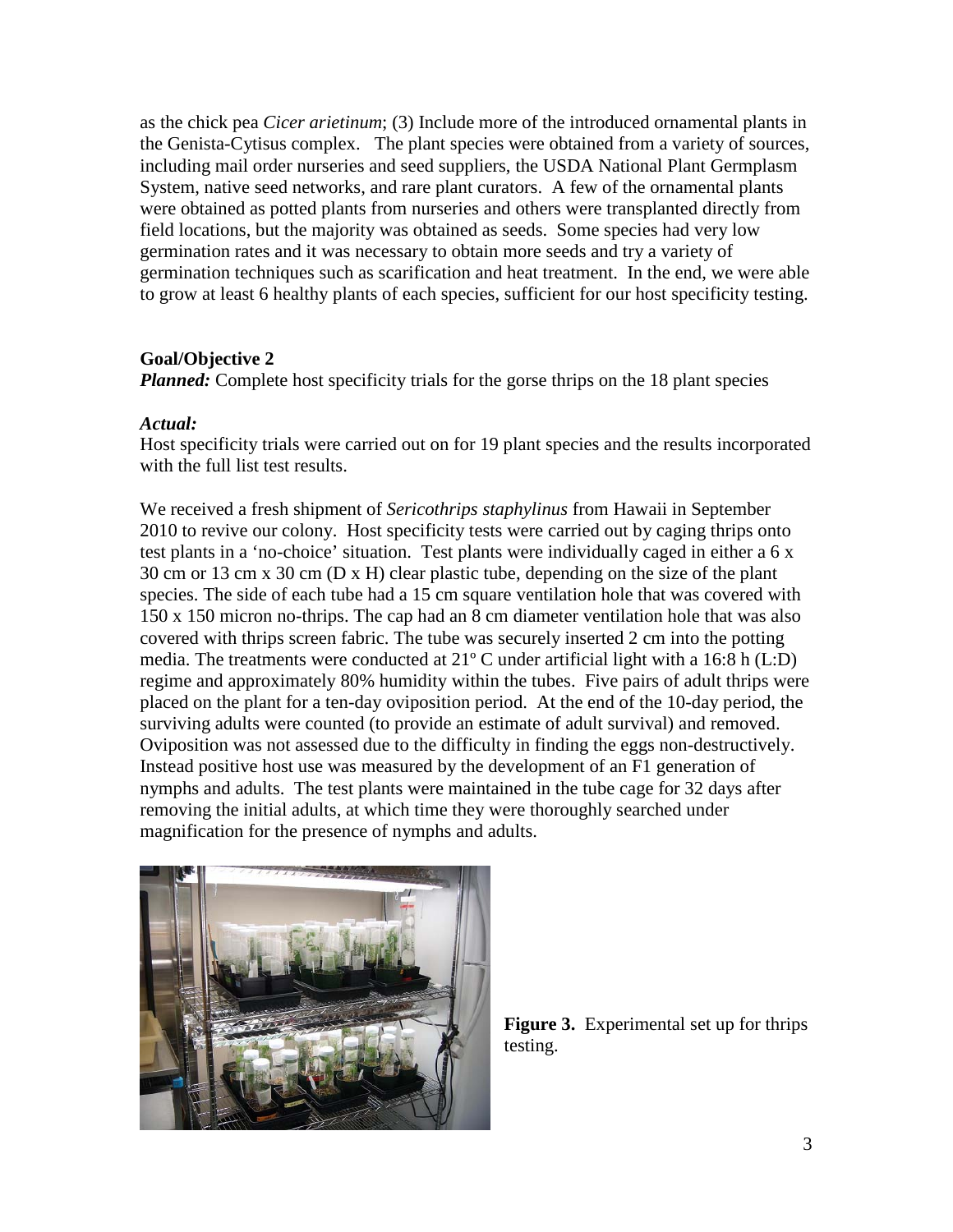as the chick pea *Cicer arietinum*; (3) Include more of the introduced ornamental plants in the Genista-Cytisus complex. The plant species were obtained from a variety of sources, including mail order nurseries and seed suppliers, the USDA National Plant Germplasm System, native seed networks, and rare plant curators. A few of the ornamental plants were obtained as potted plants from nurseries and others were transplanted directly from field locations, but the majority was obtained as seeds. Some species had very low germination rates and it was necessary to obtain more seeds and try a variety of germination techniques such as scarification and heat treatment. In the end, we were able to grow at least 6 healthy plants of each species, sufficient for our host specificity testing.

**Goal/Objective 2**

***Planned:*** Complete host specificity trials for the gorse thrips on the 18 plant species

***Actual:***

Host specificity trials were carried out on for 19 plant species and the results incorporated with the full list test results.

We received a fresh shipment of *Sericothrips staphylinus* from Hawaii in September 2010 to revive our colony. Host specificity tests were carried out by caging thrips onto test plants in a 'no-choice' situation. Test plants were individually caged in either a 6 x 30 cm or 13 cm x 30 cm (D x H) clear plastic tube, depending on the size of the plant species. The side of each tube had a 15 cm square ventilation hole that was covered with 150 x 150 micron no-thrips. The cap had an 8 cm diameter ventilation hole that was also covered with thrips screen fabric. The tube was securely inserted 2 cm into the potting media. The treatments were conducted at 21º C under artificial light with a 16:8 h (L:D) regime and approximately 80% humidity within the tubes. Five pairs of adult thrips were placed on the plant for a ten-day oviposition period. At the end of the 10-day period, the surviving adults were counted (to provide an estimate of adult survival) and removed. Oviposition was not assessed due to the difficulty in finding the eggs non-destructively. Instead positive host use was measured by the development of an F1 generation of nymphs and adults. The test plants were maintained in the tube cage for 32 days after removing the initial adults, at which time they were thoroughly searched under magnification for the presence of nymphs and adults.

**Figure 3.** Experimental set up for thrips testing.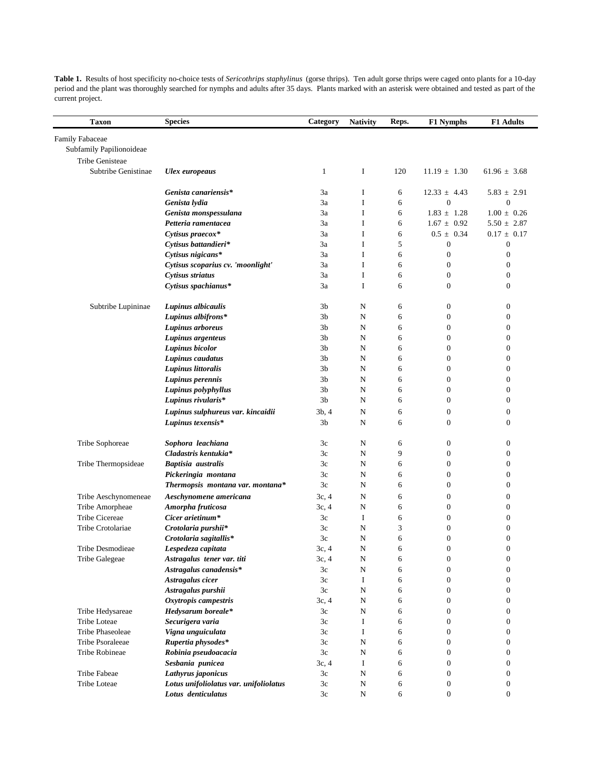**Table 1.** Results of host specificity no-choice tests of *Sericothrips staphylinus* (gorse thrips). Ten adult gorse thrips were caged onto plants for a 10-day period and the plant was thoroughly searched for nymphs and adults after 35 days. Plants marked with an asterisk were obtained and tested as part of the current project.

| Taxon | Species | Category | Nativity | Reps. | F1 Nymphs | F1 Adults |
|---|---|---|---|---|---|---|
| Family Fabaceae | | | | | | |
| Subfamily Papilionoideae | | | | | | |
| Tribe Genisteae | | | | | | |
| Subtribe Genistinae | ***Ulex europeaus*** | 1 | I | 120 | 11.19 ± 1.30 | 61.96 ± 3.68 |
| | ***Genista canariensis**** | 3a | I | 6 | 12.33 ± 4.43 | 5.83 ± 2.91 |
| | ***Genista lydia*** | 3a | I | 6 | 0 | 0 |
| | ***Genista monspessulana*** | 3a | I | 6 | 1.83 ± 1.28 | 1.00 ± 0.26 |
| | ***Petteria ramentacea*** | 3a | I | 6 | 1.67 ± 0.92 | 5.50 ± 2.87 |
| | ***Cytisus praecox**** | 3a | I | 6 | 0.5 ± 0.34 | 0.17 ± 0.17 |
| | ***Cytisus battandieri**** | 3a | I | 5 | 0 | 0 |
| | ***Cytisus nigicans**** | 3a | I | 6 | 0 | 0 |
| | ***Cytisus scoparius cv. 'moonlight'*** | 3a | I | 6 | 0 | 0 |
| | ***Cytisus striatus*** | 3a | I | 6 | 0 | 0 |
| | ***Cytisus spachianus**** | 3a | I | 6 | 0 | 0 |
| Subtribe Lupininae | ***Lupinus albicaulis*** | 3b | N | 6 | 0 | 0 |
| | ***Lupinus albifrons**** | 3b | N | 6 | 0 | 0 |
| | ***Lupinus arboreus*** | 3b | N | 6 | 0 | 0 |
| | ***Lupinus argenteus*** | 3b | N | 6 | 0 | 0 |
| | ***Lupinus bicolor*** | 3b | N | 6 | 0 | 0 |
| | ***Lupinus caudatus*** | 3b | N | 6 | 0 | 0 |
| | ***Lupinus littoralis*** | 3b | N | 6 | 0 | 0 |
| | ***Lupinus perennis*** | 3b | N | 6 | 0 | 0 |
| | ***Lupinus polyphyllus*** | 3b | N | 6 | 0 | 0 |
| | ***Lupinus rivularis**** | 3b | N | 6 | 0 | 0 |
| | ***Lupinus sulphureus var. kincaidii*** | 3b, 4 | N | 6 | 0 | 0 |
| | ***Lupinus texensis**** | 3b | N | 6 | 0 | 0 |
| Tribe Sophoreae | ***Sophora leachiana*** | 3c | N | 6 | 0 | 0 |
| | ***Cladastris kentukia**** | 3c | N | 9 | 0 | 0 |
| Tribe Thermopsideae | ***Baptisia australis*** | 3c | N | 6 | 0 | 0 |
| | ***Pickeringia montana*** | 3c | N | 6 | 0 | 0 |
| | ***Thermopsis montana var. montana**** | 3c | N | 6 | 0 | 0 |
| Tribe Aeschynomeneae | ***Aeschynomene americana*** | 3c, 4 | N | 6 | 0 | 0 |
| Tribe Amorpheae | ***Amorpha fruticosa*** | 3c, 4 | N | 6 | 0 | 0 |
| Tribe Cicereae | ***Cicer arietinum**** | 3c | I | 6 | 0 | 0 |
| Tribe Crotolariae | ***Crotolaria purshii**** | 3c | N | 3 | 0 | 0 |
| | ***Crotolaria sagitallis**** | 3c | N | 6 | 0 | 0 |
| Tribe Desmodieae | ***Lespedeza capitata*** | 3c, 4 | N | 6 | 0 | 0 |
| Tribe Galegeae | ***Astragalus tener var. titi*** | 3c, 4 | N | 6 | 0 | 0 |
| | ***Astragalus canadensis**** | 3c | N | 6 | 0 | 0 |
| | ***Astragalus cicer*** | 3c | I | 6 | 0 | 0 |
| | ***Astragalus purshii*** | 3c | N | 6 | 0 | 0 |
| | ***Oxytropis campestris*** | 3c, 4 | N | 6 | 0 | 0 |
| Tribe Hedysareae | ***Hedysarum boreale**** | 3c | N | 6 | 0 | 0 |
| Tribe Loteae | ***Securigera varia*** | 3c | I | 6 | 0 | 0 |
| Tribe Phaseoleae | ***Vigna unguiculata*** | 3c | I | 6 | 0 | 0 |
| Tribe Psoraleeae | ***Rupertia physodes**** | 3c | N | 6 | 0 | 0 |
| Tribe Robineae | ***Robinia pseudoacacia*** | 3c | N | 6 | 0 | 0 |
| | ***Sesbania punicea*** | 3c, 4 | I | 6 | 0 | 0 |
| Tribe Fabeae | ***Lathyrus japonicus*** | 3c | N | 6 | 0 | 0 |
| Tribe Loteae | ***Lotus unifoliolatus var. unifoliolatus*** | 3c | N | 6 | 0 | 0 |
| | ***Lotus denticulatus*** | 3c | N | 6 | 0 | 0 |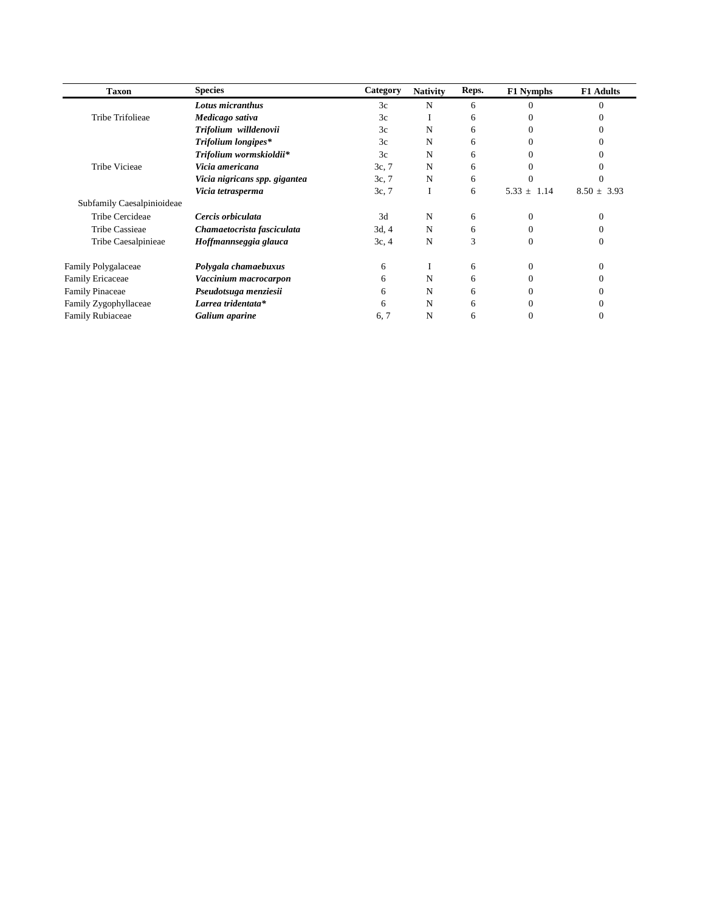| Taxon | Species | Category | Nativity | Reps. | F1 Nymphs | F1 Adults |
|---|---|---|---|---|---|---|
| | ***Lotus micranthus*** | 3c | N | 6 | 0 | 0 |
| Tribe Trifolieae | ***Medicago sativa*** | 3c | I | 6 | 0 | 0 |
| | ***Trifolium willdenovii*** | 3c | N | 6 | 0 | 0 |
| | ***Trifolium longipes**** | 3c | N | 6 | 0 | 0 |
| | ***Trifolium wormskioldii**** | 3c | N | 6 | 0 | 0 |
| Tribe Vicieae | ***Vicia americana*** | 3c, 7 | N | 6 | 0 | 0 |
| | ***Vicia nigricans spp. gigantea*** | 3c, 7 | N | 6 | 0 | 0 |
| | ***Vicia tetrasperma*** | 3c, 7 | I | 6 | 5.33 ± 1.14 | 8.50 ± 3.93 |
| Subfamily Caesalpinioideae | | | | | | |
| Tribe Cercideae | ***Cercis orbiculata*** | 3d | N | 6 | 0 | 0 |
| Tribe Cassieae | ***Chamaetocrista fasciculata*** | 3d, 4 | N | 6 | 0 | 0 |
| Tribe Caesalpinieae | ***Hoffmannseggia glauca*** | 3c, 4 | N | 3 | 0 | 0 |
| Family Polygalaceae | ***Polygala chamaebuxus*** | 6 | I | 6 | 0 | 0 |
| Family Ericaceae | ***Vaccinium macrocarpon*** | 6 | N | 6 | 0 | 0 |
| Family Pinaceae | ***Pseudotsuga menziesii*** | 6 | N | 6 | 0 | 0 |
| Family Zygophyllaceae | ***Larrea tridentata**** | 6 | N | 6 | 0 | 0 |
| Family Rubiaceae | ***Galium aparine*** | 6, 7 | N | 6 | 0 | 0 |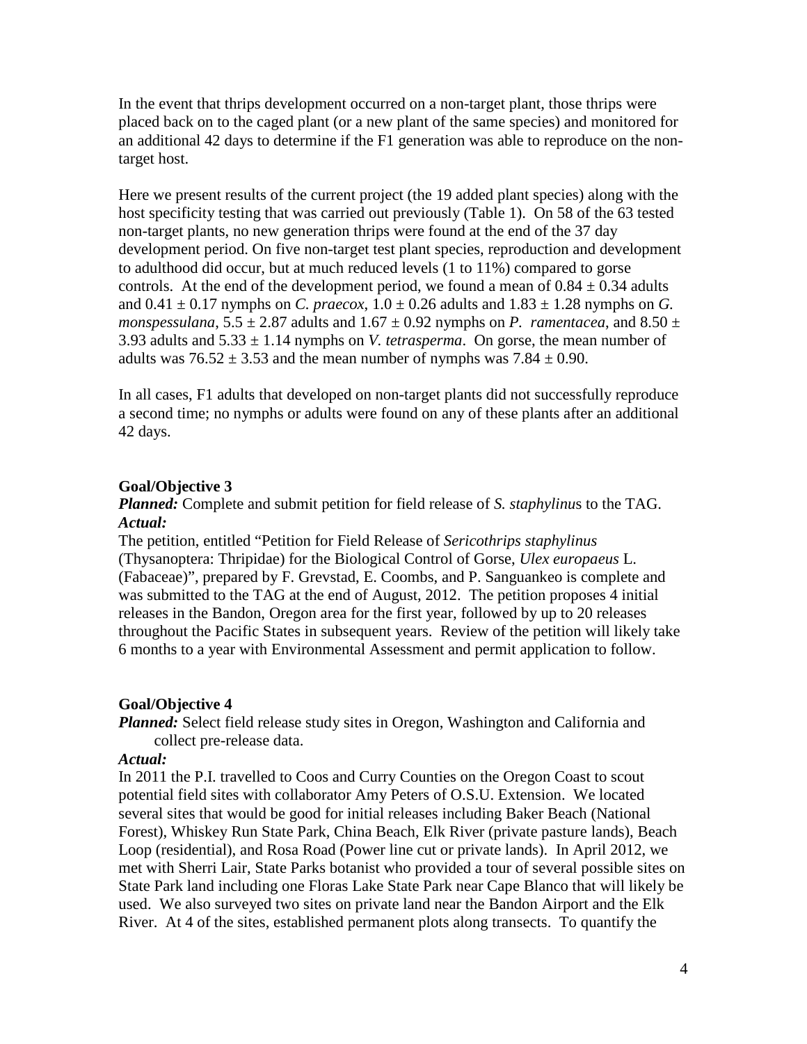In the event that thrips development occurred on a non-target plant, those thrips were placed back on to the caged plant (or a new plant of the same species) and monitored for an additional 42 days to determine if the F1 generation was able to reproduce on the non-target host.

Here we present results of the current project (the 19 added plant species) along with the host specificity testing that was carried out previously (Table 1). On 58 of the 63 tested non-target plants, no new generation thrips were found at the end of the 37 day development period. On five non-target test plant species, reproduction and development to adulthood did occur, but at much reduced levels (1 to 11%) compared to gorse controls. At the end of the development period, we found a mean of $0.84 \pm 0.34$ adults and $0.41 \pm 0.17$ nymphs on *C. praecox*, $1.0 \pm 0.26$ adults and $1.83 \pm 1.28$ nymphs on *G. monspessulana*, $5.5 \pm 2.87$ adults and $1.67 \pm 0.92$ nymphs on *P. ramentacea*, and $8.50 \pm 3.93$ adults and $5.33 \pm 1.14$ nymphs on *V. tetrasperma*. On gorse, the mean number of adults was $76.52 \pm 3.53$ and the mean number of nymphs was $7.84 \pm 0.90$.

In all cases, F1 adults that developed on non-target plants did not successfully reproduce a second time; no nymphs or adults were found on any of these plants after an additional 42 days.

**Goal/Objective 3**

***Planned:*** Complete and submit petition for field release of *S. staphylinus* to the TAG.

***Actual:***

The petition, entitled "Petition for Field Release of *Sericothrips staphylinus* (Thysanoptera: Thripidae) for the Biological Control of Gorse, *Ulex europaeus* L. (Fabaceae)", prepared by F. Grevstad, E. Coombs, and P. Sanguankeo is complete and was submitted to the TAG at the end of August, 2012. The petition proposes 4 initial releases in the Bandon, Oregon area for the first year, followed by up to 20 releases throughout the Pacific States in subsequent years. Review of the petition will likely take 6 months to a year with Environmental Assessment and permit application to follow.

**Goal/Objective 4**

***Planned:*** Select field release study sites in Oregon, Washington and California and collect pre-release data.

***Actual:***

In 2011 the P.I. travelled to Coos and Curry Counties on the Oregon Coast to scout potential field sites with collaborator Amy Peters of O.S.U. Extension. We located several sites that would be good for initial releases including Baker Beach (National Forest), Whiskey Run State Park, China Beach, Elk River (private pasture lands), Beach Loop (residential), and Rosa Road (Power line cut or private lands). In April 2012, we met with Sherri Lair, State Parks botanist who provided a tour of several possible sites on State Park land including one Floras Lake State Park near Cape Blanco that will likely be used. We also surveyed two sites on private land near the Bandon Airport and the Elk River. At 4 of the sites, established permanent plots along transects. To quantify the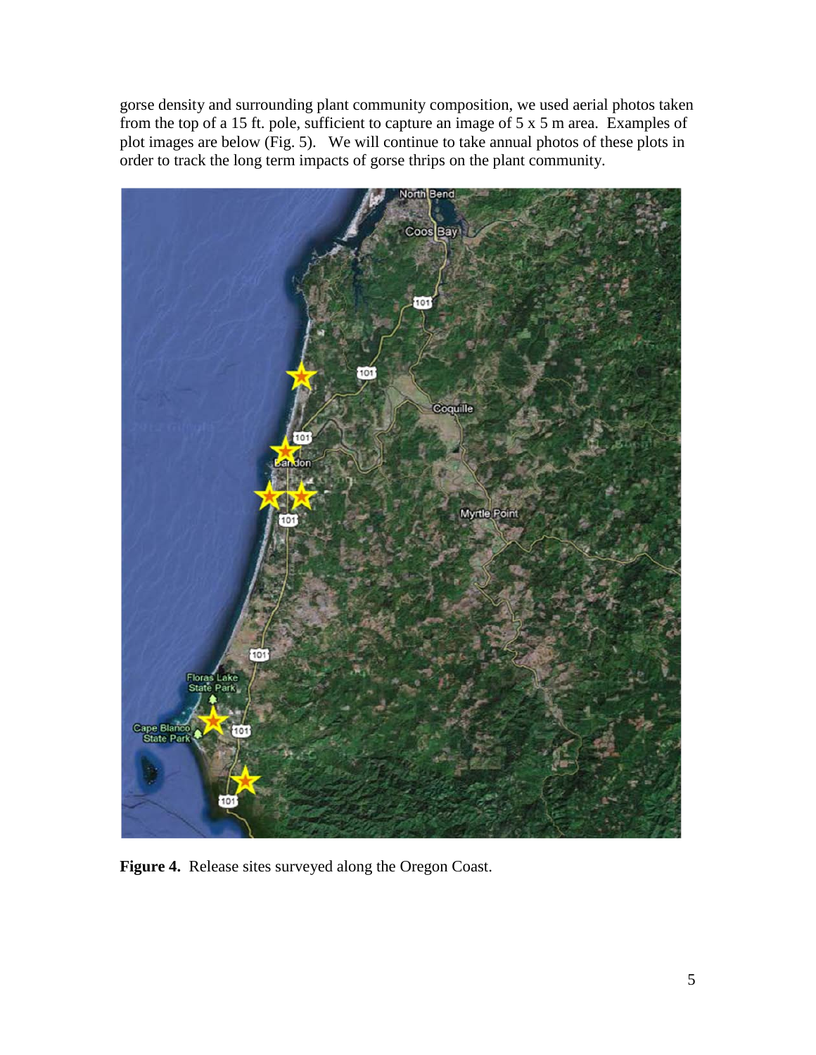gorse density and surrounding plant community composition, we used aerial photos taken from the top of a 15 ft. pole, sufficient to capture an image of 5 x 5 m area. Examples of plot images are below (Fig. 5). We will continue to take annual photos of these plots in order to track the long term impacts of gorse thrips on the plant community.

**Figure 4.** Release sites surveyed along the Oregon Coast.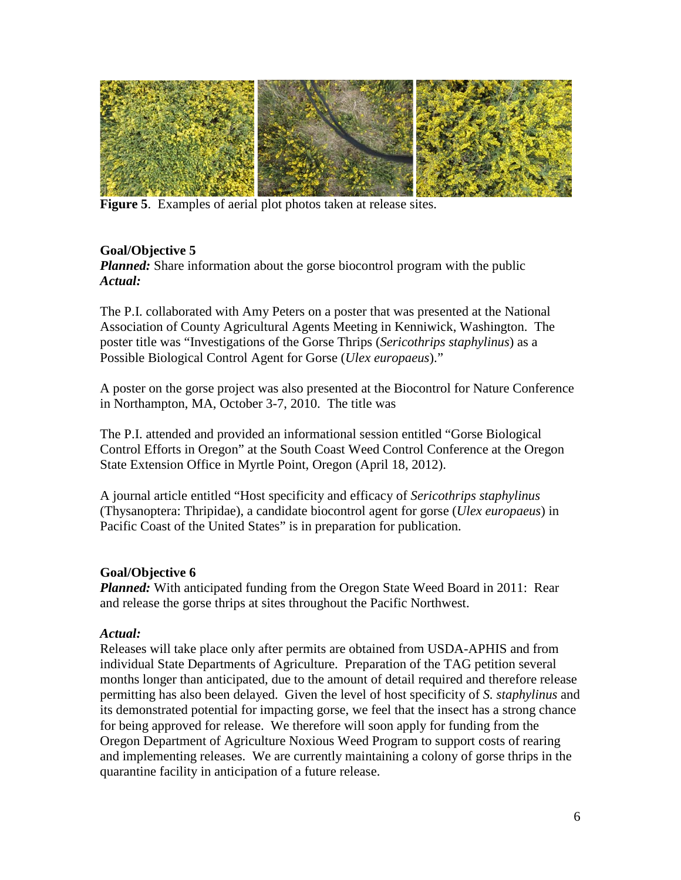**Figure 5**. Examples of aerial plot photos taken at release sites.

**Goal/Objective 5**

***Planned:*** Share information about the gorse biocontrol program with the public

***Actual:***

The P.I. collaborated with Amy Peters on a poster that was presented at the National Association of County Agricultural Agents Meeting in Kenniwick, Washington. The poster title was "Investigations of the Gorse Thrips (*Sericothrips staphylinus*) as a Possible Biological Control Agent for Gorse (*Ulex europaeus*)."

A poster on the gorse project was also presented at the Biocontrol for Nature Conference in Northampton, MA, October 3-7, 2010. The title was

The P.I. attended and provided an informational session entitled "Gorse Biological Control Efforts in Oregon" at the South Coast Weed Control Conference at the Oregon State Extension Office in Myrtle Point, Oregon (April 18, 2012).

A journal article entitled "Host specificity and efficacy of *Sericothrips staphylinus* (Thysanoptera: Thripidae), a candidate biocontrol agent for gorse (*Ulex europaeus*) in Pacific Coast of the United States" is in preparation for publication.

**Goal/Objective 6**

***Planned:*** With anticipated funding from the Oregon State Weed Board in 2011: Rear and release the gorse thrips at sites throughout the Pacific Northwest.

***Actual:***

Releases will take place only after permits are obtained from USDA-APHIS and from individual State Departments of Agriculture. Preparation of the TAG petition several months longer than anticipated, due to the amount of detail required and therefore release permitting has also been delayed. Given the level of host specificity of *S. staphylinus* and its demonstrated potential for impacting gorse, we feel that the insect has a strong chance for being approved for release. We therefore will soon apply for funding from the Oregon Department of Agriculture Noxious Weed Program to support costs of rearing and implementing releases. We are currently maintaining a colony of gorse thrips in the quarantine facility in anticipation of a future release.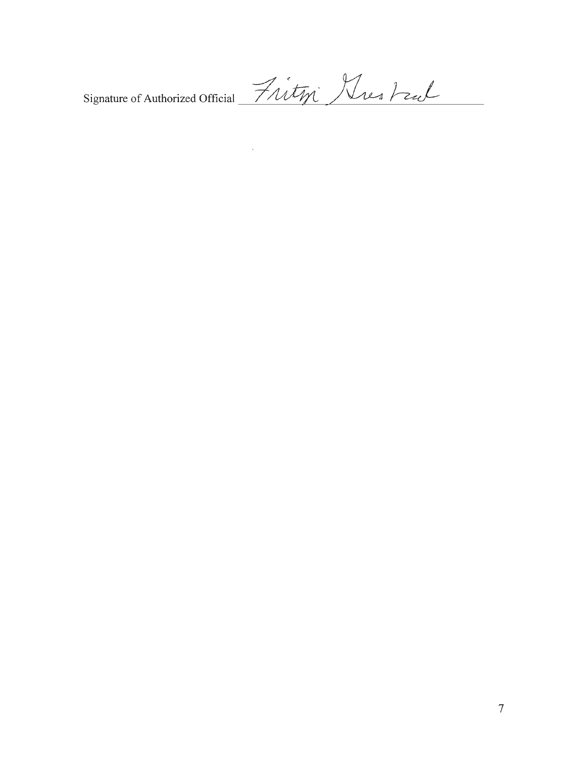Signature of Authorized Official _Fritzi Grestad_